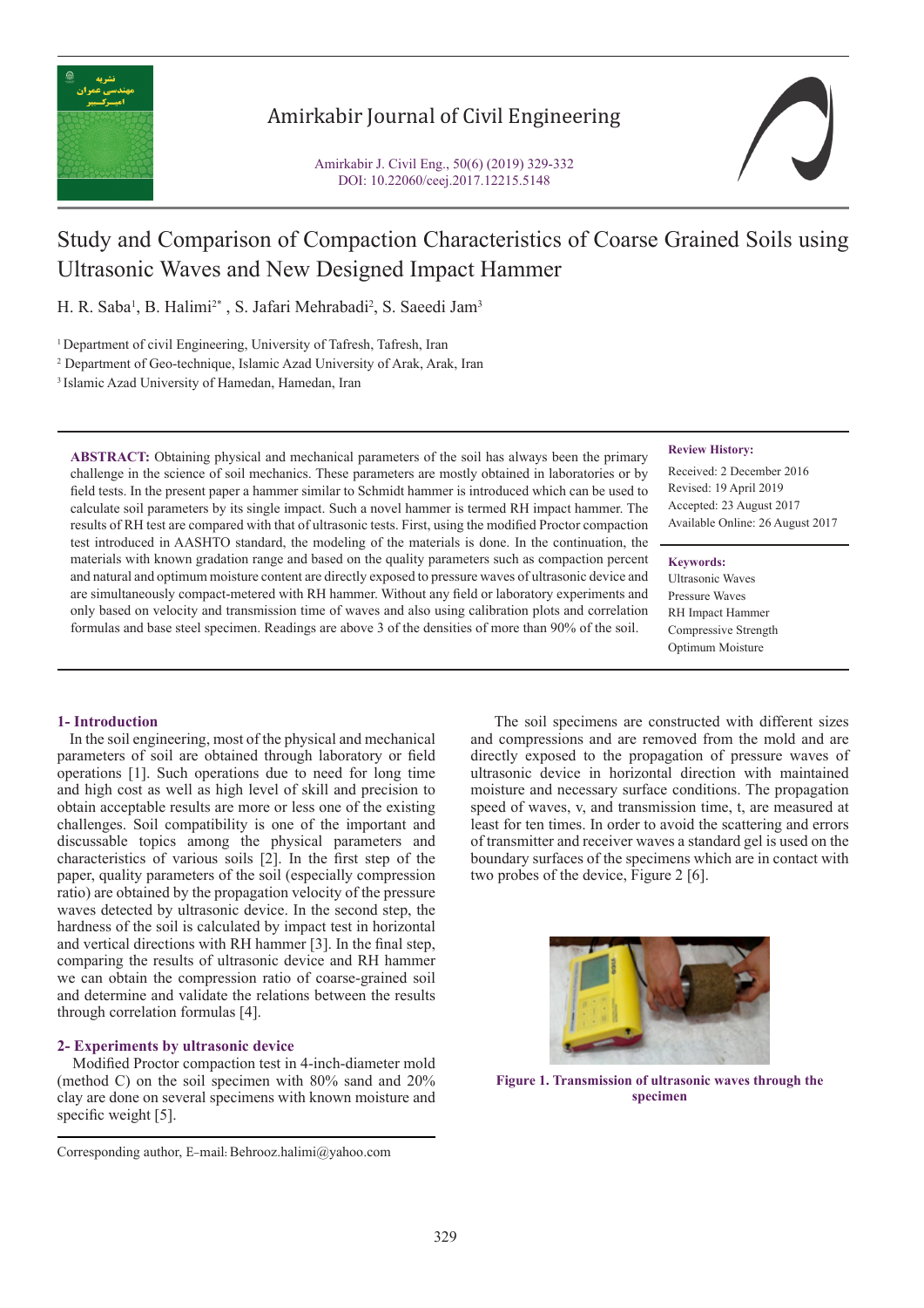# Study and Comparison of Compaction Characteristics of Coarse Grained Soils using Ultrasonic Waves and New Designed Impact Hammer

H. R. Saba[1], B. Halimi[2*], S. Jafari Mehrabadi[2], S. Saeedi Jam[3]

[1] Department of civil Engineering, University of Tafresh, Tafresh, Iran

[2] Department of Geo-technique, Islamic Azad University of Arak, Arak, Iran

[3] Islamic Azad University of Hamedan, Hamedan, Iran

**ABSTRACT:** Obtaining physical and mechanical parameters of the soil has always been the primary challenge in the science of soil mechanics. These parameters are mostly obtained in laboratories or by field tests. In the present paper a hammer similar to Schmidt hammer is introduced which can be used to calculate soil parameters by its single impact. Such a novel hammer is termed RH impact hammer. The results of RH test are compared with that of ultrasonic tests. First, using the modified Proctor compaction test introduced in AASHTO standard, the modeling of the materials is done. In the continuation, the materials with known gradation range and based on the quality parameters such as compaction percent and natural and optimum moisture content are directly exposed to pressure waves of ultrasonic device and are simultaneously compact-metered with RH hammer. Without any field or laboratory experiments and only based on velocity and transmission time of waves and also using calibration plots and correlation formulas and base steel specimen. Readings are above 3 of the densities of more than 90% of the soil.

**Review History:**

Received: 2 December 2016
Revised: 19 April 2019
Accepted: 23 August 2017
Available Online: 26 August 2017

**Keywords:**

Ultrasonic Waves
Pressure Waves
RH Impact Hammer
Compressive Strength
Optimum Moisture

## 1- Introduction

In the soil engineering, most of the physical and mechanical parameters of soil are obtained through laboratory or field operations [1]. Such operations due to need for long time and high cost as well as high level of skill and precision to obtain acceptable results are more or less one of the existing challenges. Soil compatibility is one of the important and discussable topics among the physical parameters and characteristics of various soils [2]. In the first step of the paper, quality parameters of the soil (especially compression ratio) are obtained by the propagation velocity of the pressure waves detected by ultrasonic device. In the second step, the hardness of the soil is calculated by impact test in horizontal and vertical directions with RH hammer [3]. In the final step, comparing the results of ultrasonic device and RH hammer we can obtain the compression ratio of coarse-grained soil and determine and validate the relations between the results through correlation formulas [4].

## 2- Experiments by ultrasonic device

Modified Proctor compaction test in 4-inch-diameter mold (method C) on the soil specimen with 80% sand and 20% clay are done on several specimens with known moisture and specific weight [5].

The soil specimens are constructed with different sizes and compressions and are removed from the mold and are directly exposed to the propagation of pressure waves of ultrasonic device in horizontal direction with maintained moisture and necessary surface conditions. The propagation speed of waves, v, and transmission time, t, are measured at least for ten times. In order to avoid the scattering and errors of transmitter and receiver waves a standard gel is used on the boundary surfaces of the specimens which are in contact with two probes of the device, Figure 2 [6].

**Figure 1. Transmission of ultrasonic waves through the specimen**

Corresponding author, E-mail: Behrooz.halimi@yahoo.com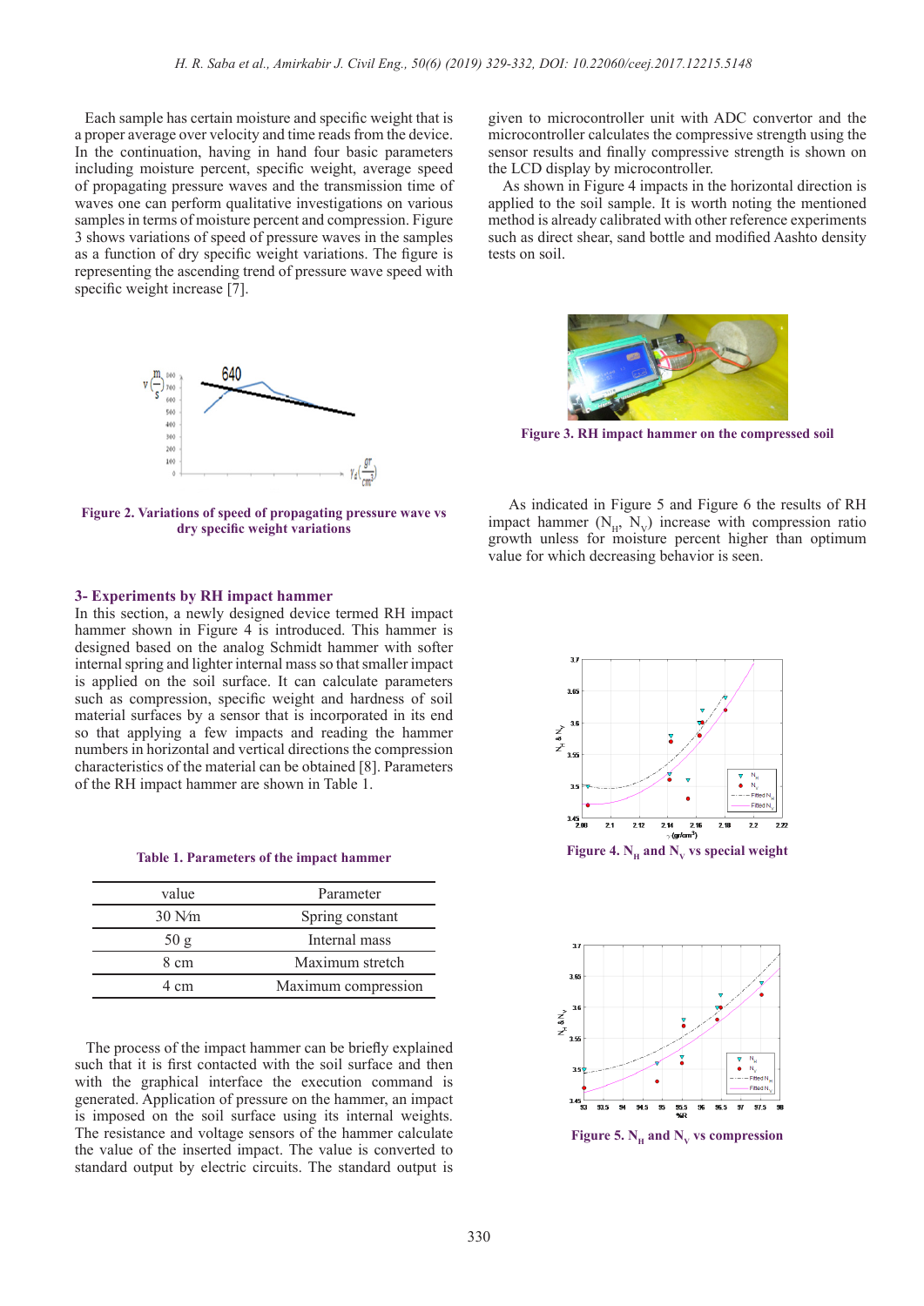Each sample has certain moisture and specific weight that is a proper average over velocity and time reads from the device. In the continuation, having in hand four basic parameters including moisture percent, specific weight, average speed of propagating pressure waves and the transmission time of waves one can perform qualitative investigations on various samples in terms of moisture percent and compression. Figure 3 shows variations of speed of pressure waves in the samples as a function of dry specific weight variations. The figure is representing the ascending trend of pressure wave speed with specific weight increase [7].

**Figure 2. Variations of speed of propagating pressure wave vs dry specific weight variations**

## 3- Experiments by RH impact hammer

In this section, a newly designed device termed RH impact hammer shown in Figure 4 is introduced. This hammer is designed based on the analog Schmidt hammer with softer internal spring and lighter internal mass so that smaller impact is applied on the soil surface. It can calculate parameters such as compression, specific weight and hardness of soil material surfaces by a sensor that is incorporated in its end so that applying a few impacts and reading the hammer numbers in horizontal and vertical directions the compression characteristics of the material can be obtained [8]. Parameters of the RH impact hammer are shown in Table 1.

**Table 1. Parameters of the impact hammer**

| value | Parameter |
|---|---|
| 30 N⁄m | Spring constant |
| 50 g | Internal mass |
| 8 cm | Maximum stretch |
| 4 cm | Maximum compression |

The process of the impact hammer can be briefly explained such that it is first contacted with the soil surface and then with the graphical interface the execution command is generated. Application of pressure on the hammer, an impact is imposed on the soil surface using its internal weights. The resistance and voltage sensors of the hammer calculate the value of the inserted impact. The value is converted to standard output by electric circuits. The standard output is given to microcontroller unit with ADC convertor and the microcontroller calculates the compressive strength using the sensor results and finally compressive strength is shown on the LCD display by microcontroller.

As shown in Figure 4 impacts in the horizontal direction is applied to the soil sample. It is worth noting the mentioned method is already calibrated with other reference experiments such as direct shear, sand bottle and modified Aashto density tests on soil.

**Figure 3. RH impact hammer on the compressed soil**

As indicated in Figure 5 and Figure 6 the results of RH impact hammer ($N_H$, $N_V$) increase with compression ratio growth unless for moisture percent higher than optimum value for which decreasing behavior is seen.

**Figure 4. $N_H$ and $N_V$ vs special weight**

**Figure 5. $N_H$ and $N_V$ vs compression**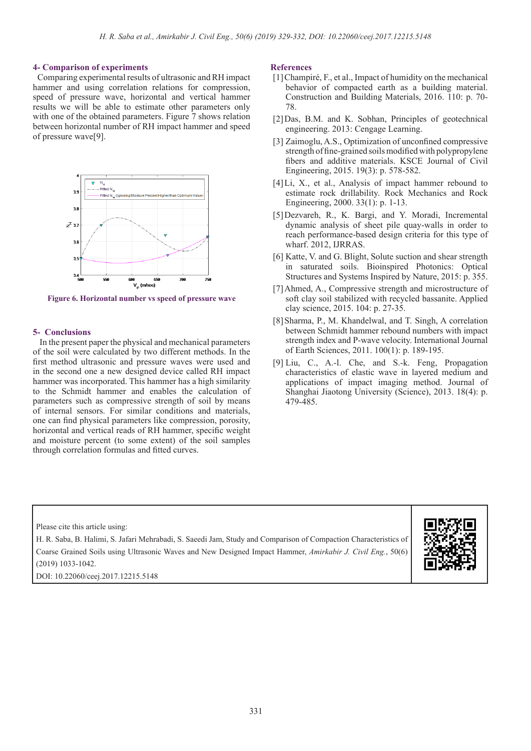## 4- Comparison of experiments

Comparing experimental results of ultrasonic and RH impact hammer and using correlation relations for compression, speed of pressure wave, horizontal and vertical hammer results we will be able to estimate other parameters only with one of the obtained parameters. Figure 7 shows relation between horizontal number of RH impact hammer and speed of pressure wave[9].

4
3.9
3.8
3.7
3.6
3.5
3.4
$N_H$
500
550
600
650
700
750
$V_p$ (m/sec)
$N_H$
Fitted $N_H$
Fitted $N_H$ (Ignoring Moisture Percent Higher than Optimum Value)

**Figure 6. Horizontal number vs speed of pressure wave**

## 5- Conclusions

In the present paper the physical and mechanical parameters of the soil were calculated by two different methods. In the first method ultrasonic and pressure waves were used and in the second one a new designed device called RH impact hammer was incorporated. This hammer has a high similarity to the Schmidt hammer and enables the calculation of parameters such as compressive strength of soil by means of internal sensors. For similar conditions and materials, one can find physical parameters like compression, porosity, horizontal and vertical reads of RH hammer, specific weight and moisture percent (to some extent) of the soil samples through correlation formulas and fitted curves.

## References

[1] Champiré, F., et al., Impact of humidity on the mechanical behavior of compacted earth as a building material. Construction and Building Materials, 2016. 110: p. 70-78.

[2] Das, B.M. and K. Sobhan, Principles of geotechnical engineering. 2013: Cengage Learning.

[3] Zaimoglu, A.S., Optimization of unconfined compressive strength of fine-grained soils modified with polypropylene fibers and additive materials. KSCE Journal of Civil Engineering, 2015. 19(3): p. 578-582.

[4] Li, X., et al., Analysis of impact hammer rebound to estimate rock drillability. Rock Mechanics and Rock Engineering, 2000. 33(1): p. 1-13.

[5] Dezvareh, R., K. Bargi, and Y. Moradi, Incremental dynamic analysis of sheet pile quay-walls in order to reach performance-based design criteria for this type of wharf. 2012, IJRRAS.

[6] Katte, V. and G. Blight, Solute suction and shear strength in saturated soils. Bioinspired Photonics: Optical Structures and Systems Inspired by Nature, 2015: p. 355.

[7] Ahmed, A., Compressive strength and microstructure of soft clay soil stabilized with recycled bassanite. Applied clay science, 2015. 104: p. 27-35.

[8] Sharma, P., M. Khandelwal, and T. Singh, A correlation between Schmidt hammer rebound numbers with impact strength index and P-wave velocity. International Journal of Earth Sciences, 2011. 100(1): p. 189-195.

[9] Liu, C., A.-l. Che, and S.-k. Feng, Propagation characteristics of elastic wave in layered medium and applications of impact imaging method. Journal of Shanghai Jiaotong University (Science), 2013. 18(4): p. 479-485.

Please cite this article using:

H. R. Saba, B. Halimi, S. Jafari Mehrabadi, S. Saeedi Jam, Study and Comparison of Compaction Characteristics of Coarse Grained Soils using Ultrasonic Waves and New Designed Impact Hammer, *Amirkabir J. Civil Eng.*, 50(6) (2019) 1033-1042.

DOI: 10.22060/ceej.2017.12215.5148